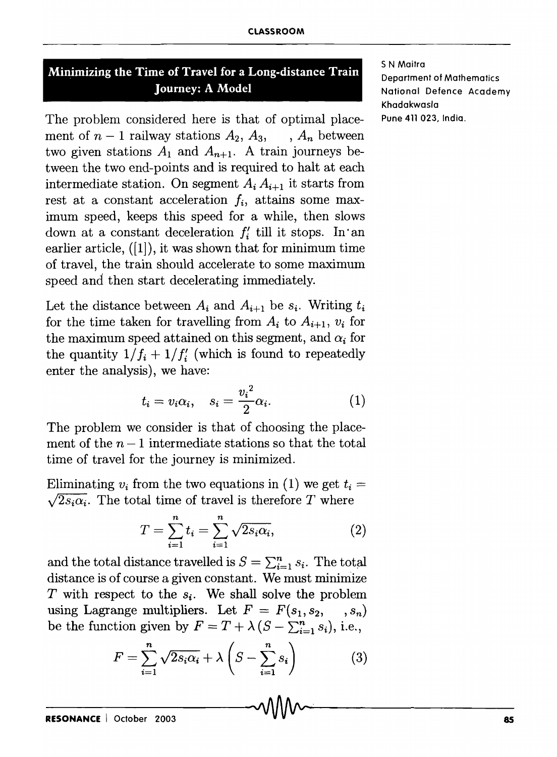# Minimizing the Time of Travel for a Long-distance Train Journey: A Model

S N Maitra
Department of Mathematics
National Defence Academy
Khadakwasla
Pune 411 023, India.

The problem considered here is that of optimal placement of $n-1$ railway stations $A_2, A_3, \ldots, A_n$ between two given stations $A_1$ and $A_{n+1}$. A train journeys between the two end-points and is required to halt at each intermediate station. On segment $A_i A_{i+1}$ it starts from rest at a constant acceleration $f_i$, attains some maximum speed, keeps this speed for a while, then slows down at a constant deceleration $f_i'$ till it stops. In an earlier article, ([1]), it was shown that for minimum time of travel, the train should accelerate to some maximum speed and then start decelerating immediately.

Let the distance between $A_i$ and $A_{i+1}$ be $s_i$. Writing $t_i$ for the time taken for travelling from $A_i$ to $A_{i+1}$, $v_i$ for the maximum speed attained on this segment, and $\alpha_i$ for the quantity $1/f_i + 1/f_i'$ (which is found to repeatedly enter the analysis), we have:

$$t_i = v_i \alpha_i, \quad s_i = \frac{{v_i}^2}{2}\alpha_i. \tag{1}$$

The problem we consider is that of choosing the placement of the $n-1$ intermediate stations so that the total time of travel for the journey is minimized.

Eliminating $v_i$ from the two equations in (1) we get $t_i = \sqrt{2s_i\alpha_i}$. The total time of travel is therefore $T$ where

$$T = \sum_{i=1}^{n} t_i = \sum_{i=1}^{n} \sqrt{2s_i\alpha_i}, \tag{2}$$

and the total distance travelled is $S = \sum_{i=1}^{n} s_i$. The total distance is of course a given constant. We must minimize $T$ with respect to the $s_i$. We shall solve the problem using Lagrange multipliers. Let $F = F(s_1, s_2, \ldots, s_n)$ be the function given by $F = T + \lambda\left(S - \sum_{i=1}^{n} s_i\right)$, i.e.,

$$F = \sum_{i=1}^{n} \sqrt{2s_i\alpha_i} + \lambda\left(S - \sum_{i=1}^{n} s_i\right) \tag{3}$$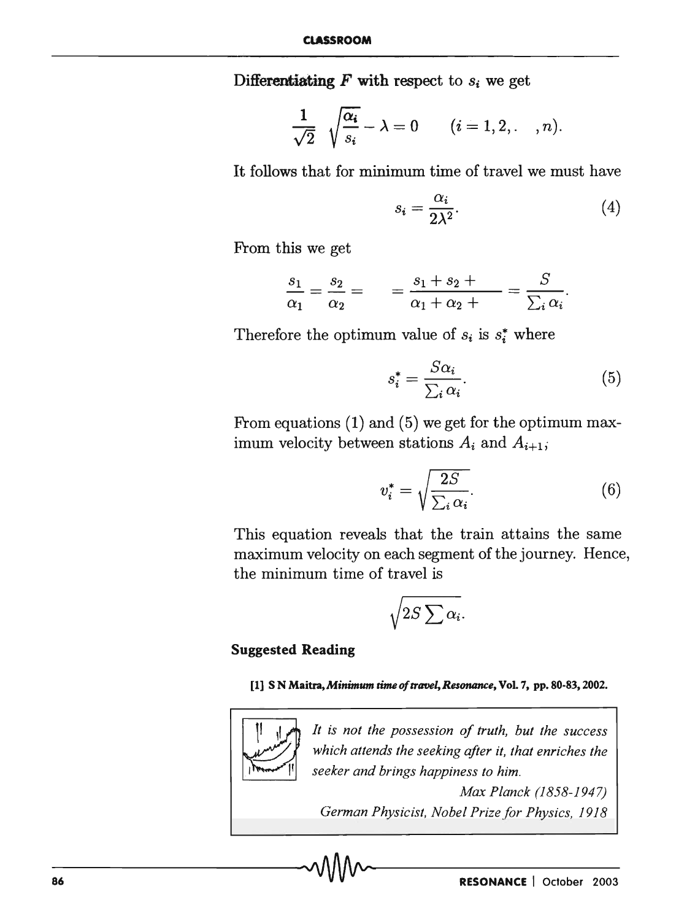Differentiating $F$ with respect to $s_i$ we get

$$\frac{1}{\sqrt{2}} \sqrt{\frac{\alpha_i}{s_i}} - \lambda = 0 \qquad (i = 1, 2, .\ \ , n).$$

It follows that for minimum time of travel we must have

$$s_i = \frac{\alpha_i}{2\lambda^2}. \tag{4}$$

From this we get

$$\frac{s_1}{\alpha_1} = \frac{s_2}{\alpha_2} = \quad = \frac{s_1 + s_2 +}{\alpha_1 + \alpha_2 +} = \frac{S}{\sum_i \alpha_i}.$$

Therefore the optimum value of $s_i$ is $s_i^*$ where

$$s_i^* = \frac{S\alpha_i}{\sum_i \alpha_i}. \tag{5}$$

From equations (1) and (5) we get for the optimum maximum velocity between stations $A_i$ and $A_{i+1}$;

$$v_i^* = \sqrt{\frac{2S}{\sum_i \alpha_i}}. \tag{6}$$

This equation reveals that the train attains the same maximum velocity on each segment of the journey. Hence, the minimum time of travel is

$$\sqrt{2S \sum \alpha_i}.$$

**Suggested Reading**

[1] S N Maitra, *Minimum time of travel*, *Resonance*, Vol. 7, pp. 80-83, 2002.

> *It is not the possession of truth, but the success which attends the seeking after it, that enriches the seeker and brings happiness to him.*
>
> *Max Planck (1858-1947)*
>
> *German Physicist, Nobel Prize for Physics, 1918*